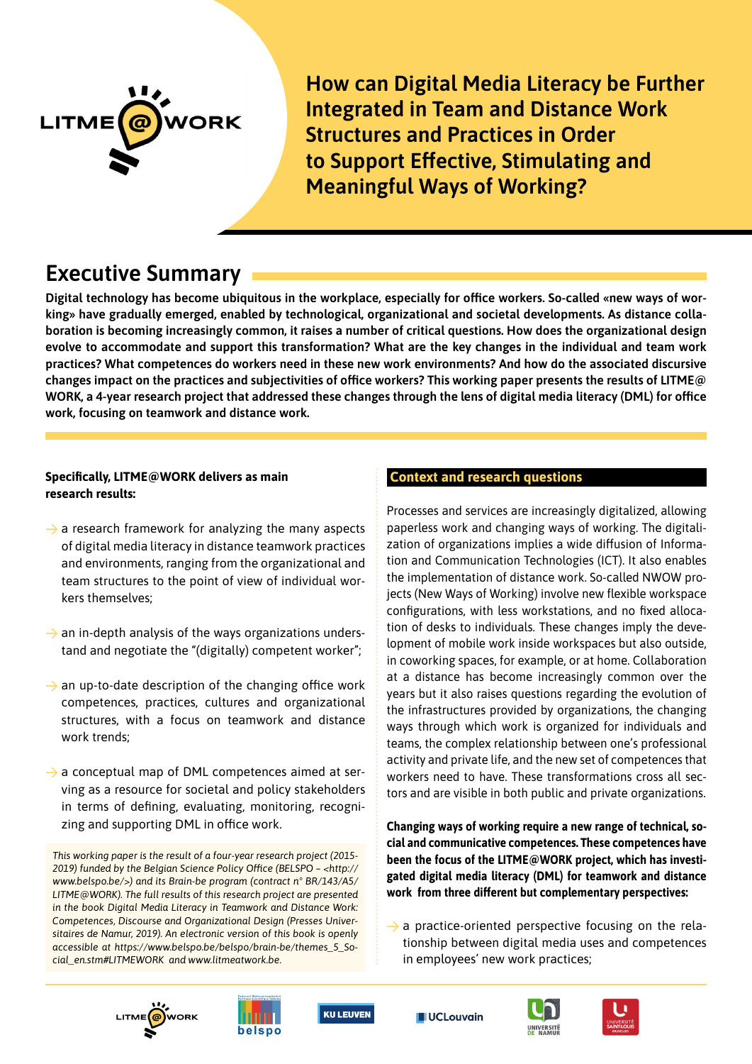# How can Digital Media Literacy be Further Integrated in Team and Distance Work Structures and Practices in Order to Support Effective, Stimulating and Meaningful Ways of Working?

## Executive Summary

**Digital technology has become ubiquitous in the workplace, especially for office workers. So-called «new ways of working» have gradually emerged, enabled by technological, organizational and societal developments. As distance collaboration is becoming increasingly common, it raises a number of critical questions. How does the organizational design evolve to accommodate and support this transformation? What are the key changes in the individual and team work practices? What competences do workers need in these new work environments? And how do the associated discursive changes impact on the practices and subjectivities of office workers? This working paper presents the results of LITME@WORK, a 4-year research project that addressed these changes through the lens of digital media literacy (DML) for office work, focusing on teamwork and distance work.**

**Specifically, LITME@WORK delivers as main research results:**

- a research framework for analyzing the many aspects of digital media literacy in distance teamwork practices and environments, ranging from the organizational and team structures to the point of view of individual workers themselves;
- an in-depth analysis of the ways organizations understand and negotiate the "(digitally) competent worker";
- an up-to-date description of the changing office work competences, practices, cultures and organizational structures, with a focus on teamwork and distance work trends;
- a conceptual map of DML competences aimed at serving as a resource for societal and policy stakeholders in terms of defining, evaluating, monitoring, recognizing and supporting DML in office work.

*This working paper is the result of a four-year research project (2015-2019) funded by the Belgian Science Policy Office (BELSPO – <http://www.belspo.be/>) and its Brain-be program (contract n° BR/143/A5/LITME@WORK). The full results of this research project are presented in the book Digital Media Literacy in Teamwork and Distance Work: Competences, Discourse and Organizational Design (Presses Universitaires de Namur, 2019). An electronic version of this book is openly accessible at https://www.belspo.be/belspo/brain-be/themes_5_Social_en.stm#LITMEWORK and www.litmeatwork.be.*

### Context and research questions

Processes and services are increasingly digitalized, allowing paperless work and changing ways of working. The digitalization of organizations implies a wide diffusion of Information and Communication Technologies (ICT). It also enables the implementation of distance work. So-called NWOW projects (New Ways of Working) involve new flexible workspace configurations, with less workstations, and no fixed allocation of desks to individuals. These changes imply the development of mobile work inside workspaces but also outside, in coworking spaces, for example, or at home. Collaboration at a distance has become increasingly common over the years but it also raises questions regarding the evolution of the infrastructures provided by organizations, the changing ways through which work is organized for individuals and teams, the complex relationship between one's professional activity and private life, and the new set of competences that workers need to have. These transformations cross all sectors and are visible in both public and private organizations.

**Changing ways of working require a new range of technical, social and communicative competences. These competences have been the focus of the LITME@WORK project, which has investigated digital media literacy (DML) for teamwork and distance work from three different but complementary perspectives:**

- a practice-oriented perspective focusing on the relationship between digital media uses and competences in employees' new work practices;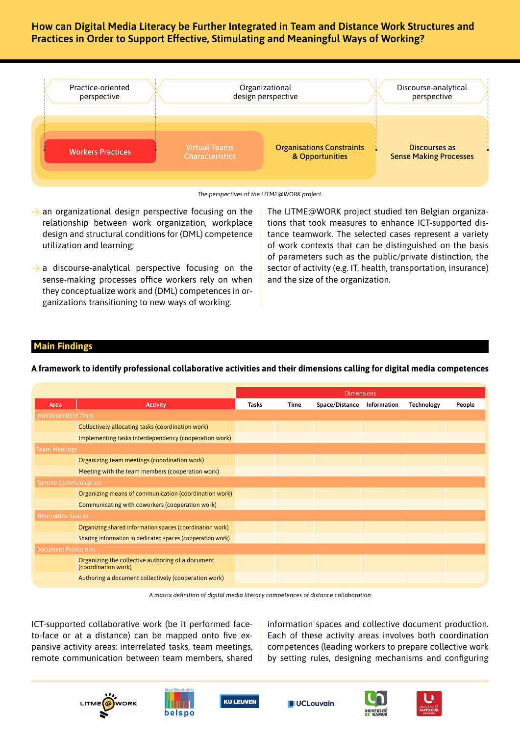## How can Digital Media Literacy be Further Integrated in Team and Distance Work Structures and Practices in Order to Support Effective, Stimulating and Meaningful Ways of Working?

Practice-oriented perspective | Organizational design perspective | Discourse-analytical perspective

Workers Practices | Virtual Teams Characteristics | Organisations Constraints & Opportunities | Discourses as Sense Making Processes

*The perspectives of the LITME@WORK project.*

- an organizational design perspective focusing on the relationship between work organization, workplace design and structural conditions for (DML) competence utilization and learning;
- a discourse-analytical perspective focusing on the sense-making processes office workers rely on when they conceptualize work and (DML) competences in organizations transitioning to new ways of working.

The LITME@WORK project studied ten Belgian organizations that took measures to enhance ICT-supported distance teamwork. The selected cases represent a variety of work contexts that can be distinguished on the basis of parameters such as the public/private distinction, the sector of activity (e.g. IT, health, transportation, insurance) and the size of the organization.

## Main Findings

**A framework to identify professional collaborative activities and their dimensions calling for digital media competences**

| Area | Activity | Dimensions | | | | | |
|---|---|---|---|---|---|---|---|
| | | Tasks | Time | Space/Distance | Information | Technology | People |
| Interdependent Tasks | | | | | | | |
| | Collectively allocating tasks (coordination work) | | | | | | |
| | Implementing tasks interdependency (cooperation work) | | | | | | |
| Team Meetings | | | | | | | |
| | Organizing team meetings (coordination work) | | | | | | |
| | Meeting with the team members (cooperation work) | | | | | | |
| Remote Communication | | | | | | | |
| | Organizing means of communication (coordination work) | | | | | | |
| | Communicating with coworkers (cooperation work) | | | | | | |
| Information Spaces | | | | | | | |
| | Organizing shared information spaces (coordination work) | | | | | | |
| | Sharing information in dedicated spaces (cooperation work) | | | | | | |
| Document Production | | | | | | | |
| | Organizing the collective authoring of a document (coordination work) | | | | | | |
| | Authoring a document collectively (cooperation work) | | | | | | |

*A matrix definition of digital media literacy competences of distance collaboration*

ICT-supported collaborative work (be it performed face-to-face or at a distance) can be mapped onto five expansive activity areas: interrelated tasks, team meetings, remote communication between team members, shared information spaces and collective document production. Each of these activity areas involves both coordination competences (leading workers to prepare collective work by setting rules, designing mechanisms and configuring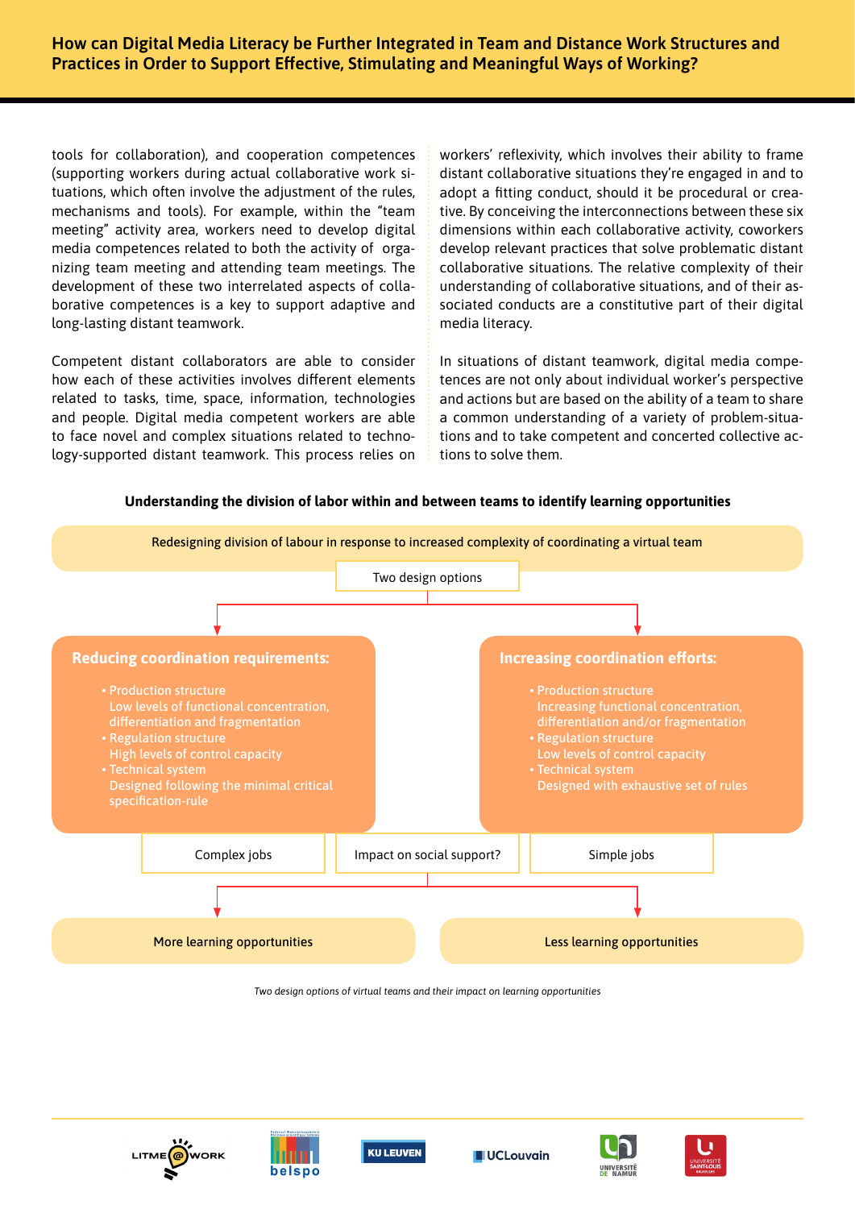tools for collaboration), and cooperation competences (supporting workers during actual collaborative work situations, which often involve the adjustment of the rules, mechanisms and tools). For example, within the "team meeting" activity area, workers need to develop digital media competences related to both the activity of organizing team meeting and attending team meetings. The development of these two interrelated aspects of collaborative competences is a key to support adaptive and long-lasting distant teamwork.

Competent distant collaborators are able to consider how each of these activities involves different elements related to tasks, time, space, information, technologies and people. Digital media competent workers are able to face novel and complex situations related to technology-supported distant teamwork. This process relies on workers' reflexivity, which involves their ability to frame distant collaborative situations they're engaged in and to adopt a fitting conduct, should it be procedural or creative. By conceiving the interconnections between these six dimensions within each collaborative activity, coworkers develop relevant practices that solve problematic distant collaborative situations. The relative complexity of their understanding of collaborative situations, and of their associated conducts are a constitutive part of their digital media literacy.

In situations of distant teamwork, digital media competences are not only about individual worker's perspective and actions but are based on the ability of a team to share a common understanding of a variety of problem-situations and to take competent and concerted collective actions to solve them.

**Understanding the division of labor within and between teams to identify learning opportunities**

Redesigning division of labour in response to increased complexity of coordinating a virtual team

Two design options

**Reducing coordination requirements:**

- Production structure
  Low levels of functional concentration, differentiation and fragmentation
- Regulation structure
  High levels of control capacity
- Technical system
  Designed following the minimal critical specification-rule

**Increasing coordination efforts:**

- Production structure
  Increasing functional concentration, differentiation and/or fragmentation
- Regulation structure
  Low levels of control capacity
- Technical system
  Designed with exhaustive set of rules

Complex jobs | Impact on social support? | Simple jobs

More learning opportunities | Less learning opportunities

*Two design options of virtual teams and their impact on learning opportunities*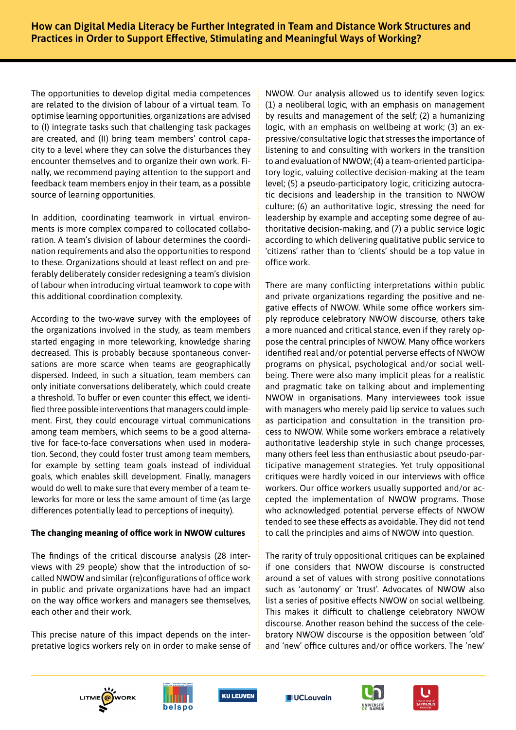## How can Digital Media Literacy be Further Integrated in Team and Distance Work Structures and Practices in Order to Support Effective, Stimulating and Meaningful Ways of Working?

The opportunities to develop digital media competences are related to the division of labour of a virtual team. To optimise learning opportunities, organizations are advised to (I) integrate tasks such that challenging task packages are created, and (II) bring team members' control capacity to a level where they can solve the disturbances they encounter themselves and to organize their own work. Finally, we recommend paying attention to the support and feedback team members enjoy in their team, as a possible source of learning opportunities.

In addition, coordinating teamwork in virtual environments is more complex compared to collocated collaboration. A team's division of labour determines the coordination requirements and also the opportunities to respond to these. Organizations should at least reflect on and preferably deliberately consider redesigning a team's division of labour when introducing virtual teamwork to cope with this additional coordination complexity.

According to the two-wave survey with the employees of the organizations involved in the study, as team members started engaging in more teleworking, knowledge sharing decreased. This is probably because spontaneous conversations are more scarce when teams are geographically dispersed. Indeed, in such a situation, team members can only initiate conversations deliberately, which could create a threshold. To buffer or even counter this effect, we identified three possible interventions that managers could implement. First, they could encourage virtual communications among team members, which seems to be a good alternative for face-to-face conversations when used in moderation. Second, they could foster trust among team members, for example by setting team goals instead of individual goals, which enables skill development. Finally, managers would do well to make sure that every member of a team teleworks for more or less the same amount of time (as large differences potentially lead to perceptions of inequity).

**The changing meaning of office work in NWOW cultures**

The findings of the critical discourse analysis (28 interviews with 29 people) show that the introduction of so-called NWOW and similar (re)configurations of office work in public and private organizations have had an impact on the way office workers and managers see themselves, each other and their work.

This precise nature of this impact depends on the interpretative logics workers rely on in order to make sense of NWOW. Our analysis allowed us to identify seven logics: (1) a neoliberal logic, with an emphasis on management by results and management of the self; (2) a humanizing logic, with an emphasis on wellbeing at work; (3) an expressive/consultative logic that stresses the importance of listening to and consulting with workers in the transition to and evaluation of NWOW; (4) a team-oriented participatory logic, valuing collective decision-making at the team level; (5) a pseudo-participatory logic, criticizing autocratic decisions and leadership in the transition to NWOW culture; (6) an authoritative logic, stressing the need for leadership by example and accepting some degree of authoritative decision-making, and (7) a public service logic according to which delivering qualitative public service to 'citizens' rather than to 'clients' should be a top value in office work.

There are many conflicting interpretations within public and private organizations regarding the positive and negative effects of NWOW. While some office workers simply reproduce celebratory NWOW discourse, others take a more nuanced and critical stance, even if they rarely oppose the central principles of NWOW. Many office workers identified real and/or potential perverse effects of NWOW programs on physical, psychological and/or social wellbeing. There were also many implicit pleas for a realistic and pragmatic take on talking about and implementing NWOW in organisations. Many interviewees took issue with managers who merely paid lip service to values such as participation and consultation in the transition process to NWOW. While some workers embrace a relatively authoritative leadership style in such change processes, many others feel less than enthusiastic about pseudo-participatory management strategies. Yet truly oppositional critiques were hardly voiced in our interviews with office workers. Our office workers usually supported and/or accepted the implementation of NWOW programs. Those who acknowledged potential perverse effects of NWOW tended to see these effects as avoidable. They did not tend to call the principles and aims of NWOW into question.

The rarity of truly oppositional critiques can be explained if one considers that NWOW discourse is constructed around a set of values with strong positive connotations such as 'autonomy' or 'trust'. Advocates of NWOW also list a series of positive effects NWOW on social wellbeing. This makes it difficult to challenge celebratory NWOW discourse. Another reason behind the success of the celebratory NWOW discourse is the opposition between 'old' and 'new' office cultures and/or office workers. The 'new'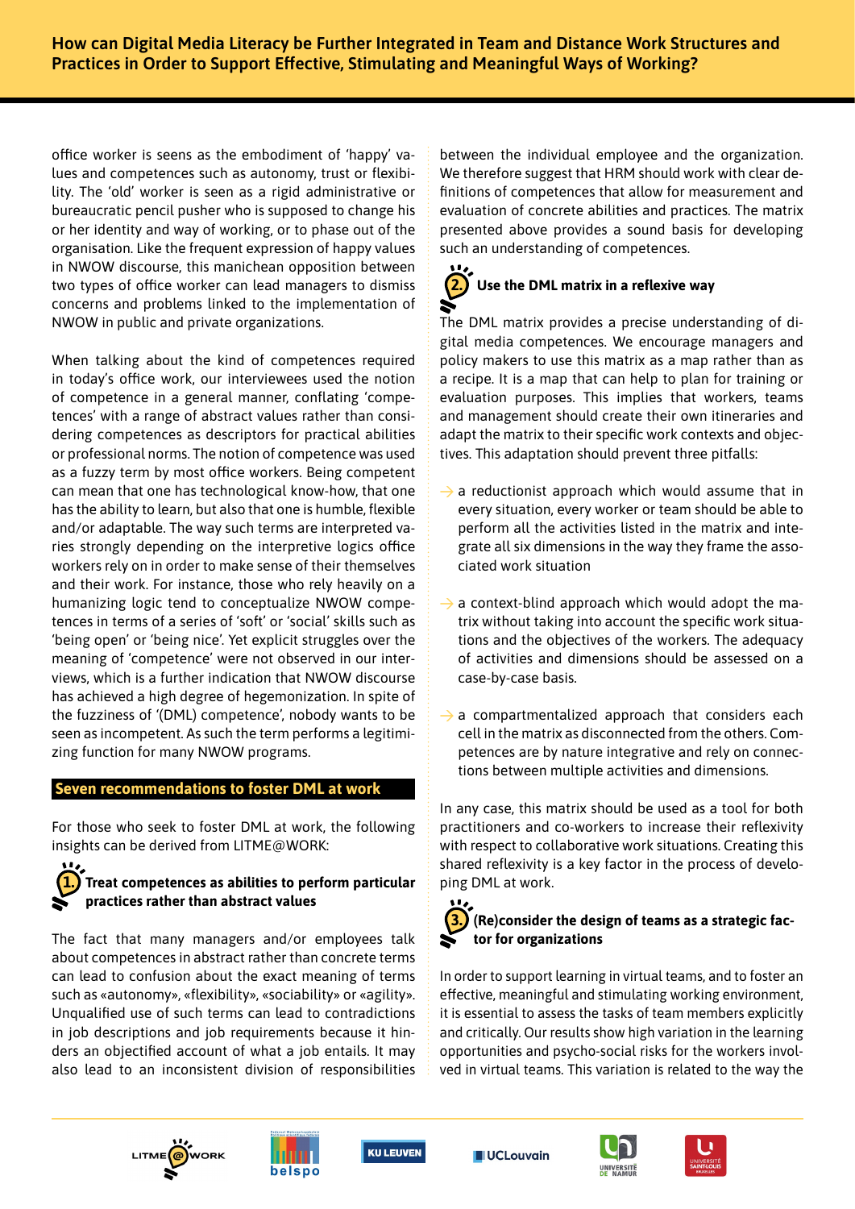office worker is seens as the embodiment of 'happy' values and competences such as autonomy, trust or flexibility. The 'old' worker is seen as a rigid administrative or bureaucratic pencil pusher who is supposed to change his or her identity and way of working, or to phase out of the organisation. Like the frequent expression of happy values in NWOW discourse, this manichean opposition between two types of office worker can lead managers to dismiss concerns and problems linked to the implementation of NWOW in public and private organizations.

When talking about the kind of competences required in today's office work, our interviewees used the notion of competence in a general manner, conflating 'competences' with a range of abstract values rather than considering competences as descriptors for practical abilities or professional norms. The notion of competence was used as a fuzzy term by most office workers. Being competent can mean that one has technological know-how, that one has the ability to learn, but also that one is humble, flexible and/or adaptable. The way such terms are interpreted varies strongly depending on the interpretive logics office workers rely on in order to make sense of their themselves and their work. For instance, those who rely heavily on a humanizing logic tend to conceptualize NWOW competences in terms of a series of 'soft' or 'social' skills such as 'being open' or 'being nice'. Yet explicit struggles over the meaning of 'competence' were not observed in our interviews, which is a further indication that NWOW discourse has achieved a high degree of hegemonization. In spite of the fuzziness of '(DML) competence', nobody wants to be seen as incompetent. As such the term performs a legitimizing function for many NWOW programs.

## Seven recommendations to foster DML at work

For those who seek to foster DML at work, the following insights can be derived from LITME@WORK:

### 1. Treat competences as abilities to perform particular practices rather than abstract values

The fact that many managers and/or employees talk about competences in abstract rather than concrete terms can lead to confusion about the exact meaning of terms such as «autonomy», «flexibility», «sociability» or «agility». Unqualified use of such terms can lead to contradictions in job descriptions and job requirements because it hinders an objectified account of what a job entails. It may also lead to an inconsistent division of responsibilities between the individual employee and the organization. We therefore suggest that HRM should work with clear definitions of competences that allow for measurement and evaluation of concrete abilities and practices. The matrix presented above provides a sound basis for developing such an understanding of competences.

### 2. Use the DML matrix in a reflexive way

The DML matrix provides a precise understanding of digital media competences. We encourage managers and policy makers to use this matrix as a map rather than as a recipe. It is a map that can help to plan for training or evaluation purposes. This implies that workers, teams and management should create their own itineraries and adapt the matrix to their specific work contexts and objectives. This adaptation should prevent three pitfalls:

- a reductionist approach which would assume that in every situation, every worker or team should be able to perform all the activities listed in the matrix and integrate all six dimensions in the way they frame the associated work situation
- a context-blind approach which would adopt the matrix without taking into account the specific work situations and the objectives of the workers. The adequacy of activities and dimensions should be assessed on a case-by-case basis.
- a compartmentalized approach that considers each cell in the matrix as disconnected from the others. Competences are by nature integrative and rely on connections between multiple activities and dimensions.

In any case, this matrix should be used as a tool for both practitioners and co-workers to increase their reflexivity with respect to collaborative work situations. Creating this shared reflexivity is a key factor in the process of developing DML at work.

### 3. (Re)consider the design of teams as a strategic factor for organizations

In order to support learning in virtual teams, and to foster an effective, meaningful and stimulating working environment, it is essential to assess the tasks of team members explicitly and critically. Our results show high variation in the learning opportunities and psycho-social risks for the workers involved in virtual teams. This variation is related to the way the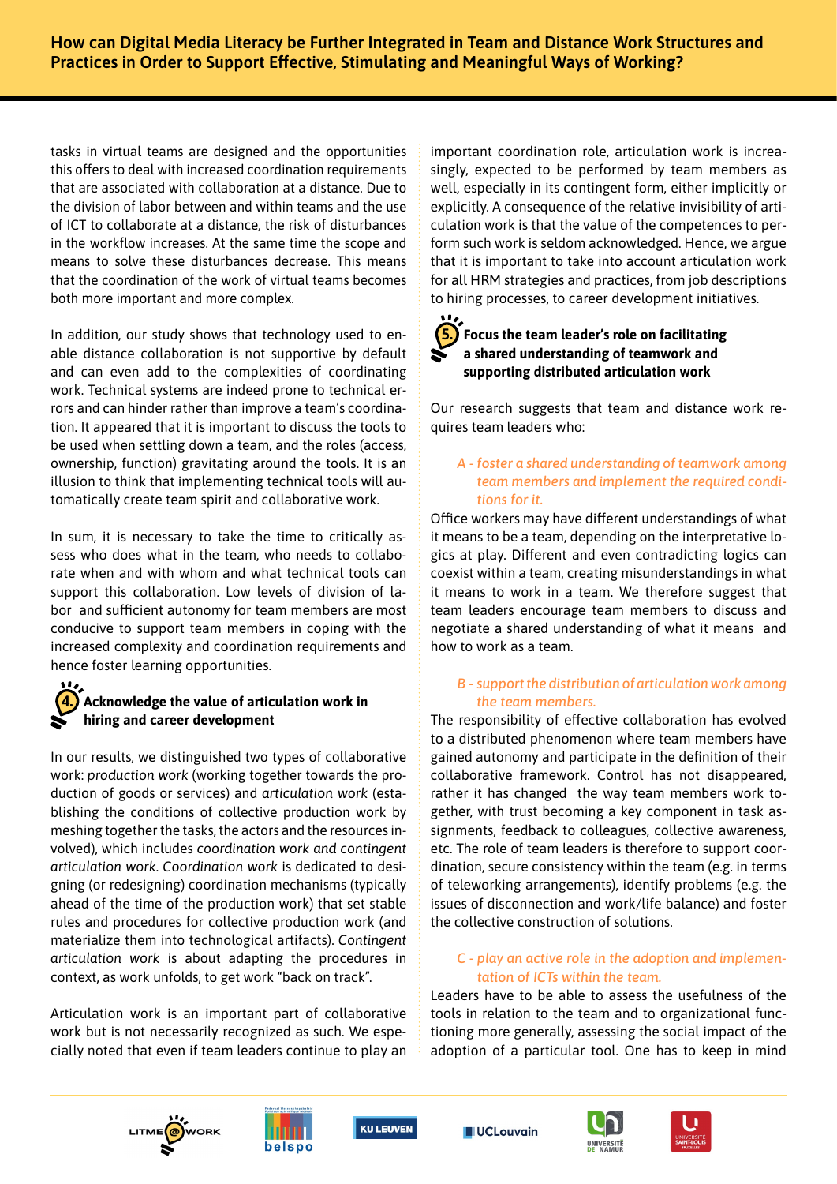tasks in virtual teams are designed and the opportunities this offers to deal with increased coordination requirements that are associated with collaboration at a distance. Due to the division of labor between and within teams and the use of ICT to collaborate at a distance, the risk of disturbances in the workflow increases. At the same time the scope and means to solve these disturbances decrease. This means that the coordination of the work of virtual teams becomes both more important and more complex.

In addition, our study shows that technology used to enable distance collaboration is not supportive by default and can even add to the complexities of coordinating work. Technical systems are indeed prone to technical errors and can hinder rather than improve a team's coordination. It appeared that it is important to discuss the tools to be used when settling down a team, and the roles (access, ownership, function) gravitating around the tools. It is an illusion to think that implementing technical tools will automatically create team spirit and collaborative work.

In sum, it is necessary to take the time to critically assess who does what in the team, who needs to collaborate when and with whom and what technical tools can support this collaboration. Low levels of division of labor and sufficient autonomy for team members are most conducive to support team members in coping with the increased complexity and coordination requirements and hence foster learning opportunities.

## 4. Acknowledge the value of articulation work in hiring and career development

In our results, we distinguished two types of collaborative work: *production work* (working together towards the production of goods or services) and *articulation work* (establishing the conditions of collective production work by meshing together the tasks, the actors and the resources involved), which includes *coordination work and contingent articulation work. Coordination work* is dedicated to designing (or redesigning) coordination mechanisms (typically ahead of the time of the production work) that set stable rules and procedures for collective production work (and materialize them into technological artifacts). *Contingent articulation work* is about adapting the procedures in context, as work unfolds, to get work "back on track".

Articulation work is an important part of collaborative work but is not necessarily recognized as such. We especially noted that even if team leaders continue to play an important coordination role, articulation work is increasingly, expected to be performed by team members as well, especially in its contingent form, either implicitly or explicitly. A consequence of the relative invisibility of articulation work is that the value of the competences to perform such work is seldom acknowledged. Hence, we argue that it is important to take into account articulation work for all HRM strategies and practices, from job descriptions to hiring processes, to career development initiatives.

## 5. Focus the team leader's role on facilitating a shared understanding of teamwork and supporting distributed articulation work

Our research suggests that team and distance work requires team leaders who:

*A - foster a shared understanding of teamwork among team members and implement the required conditions for it.*

Office workers may have different understandings of what it means to be a team, depending on the interpretative logics at play. Different and even contradicting logics can coexist within a team, creating misunderstandings in what it means to work in a team. We therefore suggest that team leaders encourage team members to discuss and negotiate a shared understanding of what it means and how to work as a team.

*B - support the distribution of articulation work among the team members.*

The responsibility of effective collaboration has evolved to a distributed phenomenon where team members have gained autonomy and participate in the definition of their collaborative framework. Control has not disappeared, rather it has changed the way team members work together, with trust becoming a key component in task assignments, feedback to colleagues, collective awareness, etc. The role of team leaders is therefore to support coordination, secure consistency within the team (e.g. in terms of teleworking arrangements), identify problems (e.g. the issues of disconnection and work/life balance) and foster the collective construction of solutions.

*C - play an active role in the adoption and implementation of ICTs within the team.*

Leaders have to be able to assess the usefulness of the tools in relation to the team and to organizational functioning more generally, assessing the social impact of the adoption of a particular tool. One has to keep in mind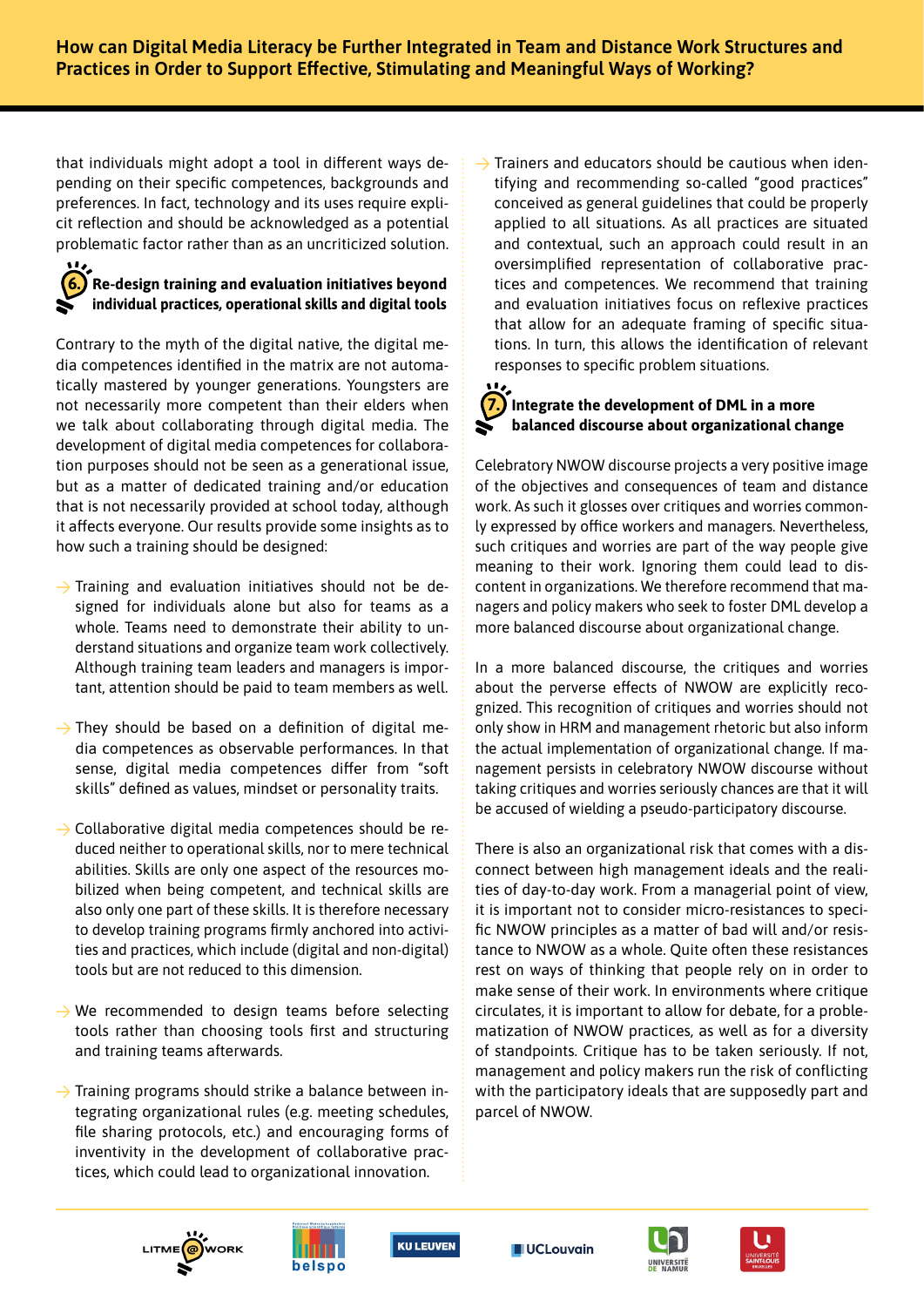that individuals might adopt a tool in different ways depending on their specific competences, backgrounds and preferences. In fact, technology and its uses require explicit reflection and should be acknowledged as a potential problematic factor rather than as an uncriticized solution.

### 6. Re-design training and evaluation initiatives beyond individual practices, operational skills and digital tools

Contrary to the myth of the digital native, the digital media competences identified in the matrix are not automatically mastered by younger generations. Youngsters are not necessarily more competent than their elders when we talk about collaborating through digital media. The development of digital media competences for collaboration purposes should not be seen as a generational issue, but as a matter of dedicated training and/or education that is not necessarily provided at school today, although it affects everyone. Our results provide some insights as to how such a training should be designed:

- Training and evaluation initiatives should not be designed for individuals alone but also for teams as a whole. Teams need to demonstrate their ability to understand situations and organize team work collectively. Although training team leaders and managers is important, attention should be paid to team members as well.
- They should be based on a definition of digital media competences as observable performances. In that sense, digital media competences differ from "soft skills" defined as values, mindset or personality traits.
- Collaborative digital media competences should be reduced neither to operational skills, nor to mere technical abilities. Skills are only one aspect of the resources mobilized when being competent, and technical skills are also only one part of these skills. It is therefore necessary to develop training programs firmly anchored into activities and practices, which include (digital and non-digital) tools but are not reduced to this dimension.
- We recommended to design teams before selecting tools rather than choosing tools first and structuring and training teams afterwards.
- Training programs should strike a balance between integrating organizational rules (e.g. meeting schedules, file sharing protocols, etc.) and encouraging forms of inventivity in the development of collaborative practices, which could lead to organizational innovation.
- Trainers and educators should be cautious when identifying and recommending so-called "good practices" conceived as general guidelines that could be properly applied to all situations. As all practices are situated and contextual, such an approach could result in an oversimplified representation of collaborative practices and competences. We recommend that training and evaluation initiatives focus on reflexive practices that allow for an adequate framing of specific situations. In turn, this allows the identification of relevant responses to specific problem situations.

### 7. Integrate the development of DML in a more balanced discourse about organizational change

Celebratory NWOW discourse projects a very positive image of the objectives and consequences of team and distance work. As such it glosses over critiques and worries commonly expressed by office workers and managers. Nevertheless, such critiques and worries are part of the way people give meaning to their work. Ignoring them could lead to discontent in organizations. We therefore recommend that managers and policy makers who seek to foster DML develop a more balanced discourse about organizational change.

In a more balanced discourse, the critiques and worries about the perverse effects of NWOW are explicitly recognized. This recognition of critiques and worries should not only show in HRM and management rhetoric but also inform the actual implementation of organizational change. If management persists in celebratory NWOW discourse without taking critiques and worries seriously chances are that it will be accused of wielding a pseudo-participatory discourse.

There is also an organizational risk that comes with a disconnect between high management ideals and the realities of day-to-day work. From a managerial point of view, it is important not to consider micro-resistances to specific NWOW principles as a matter of bad will and/or resistance to NWOW as a whole. Quite often these resistances rest on ways of thinking that people rely on in order to make sense of their work. In environments where critique circulates, it is important to allow for debate, for a problematization of NWOW practices, as well as for a diversity of standpoints. Critique has to be taken seriously. If not, management and policy makers run the risk of conflicting with the participatory ideals that are supposedly part and parcel of NWOW.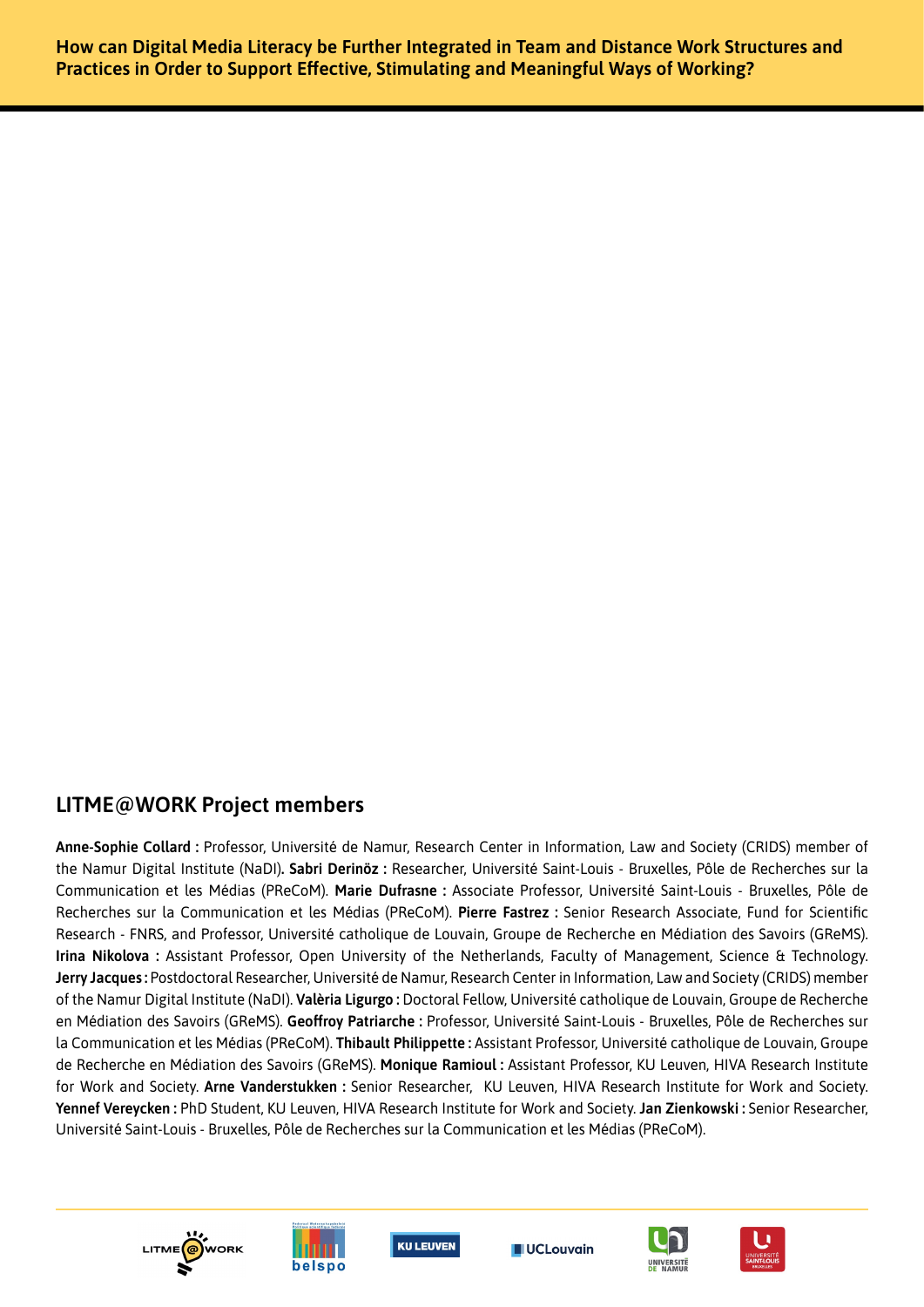## LITME@WORK Project members

**Anne-Sophie Collard :** Professor, Université de Namur, Research Center in Information, Law and Society (CRIDS) member of the Namur Digital Institute (NaDI). **Sabri Derinöz :** Researcher, Université Saint-Louis - Bruxelles, Pôle de Recherches sur la Communication et les Médias (PReCoM). **Marie Dufrasne :** Associate Professor, Université Saint-Louis - Bruxelles, Pôle de Recherches sur la Communication et les Médias (PReCoM). **Pierre Fastrez :** Senior Research Associate, Fund for Scientific Research - FNRS, and Professor, Université catholique de Louvain, Groupe de Recherche en Médiation des Savoirs (GReMS). **Irina Nikolova :** Assistant Professor, Open University of the Netherlands, Faculty of Management, Science & Technology. **Jerry Jacques :** Postdoctoral Researcher, Université de Namur, Research Center in Information, Law and Society (CRIDS) member of the Namur Digital Institute (NaDI). **Valèria Ligurgo :** Doctoral Fellow, Université catholique de Louvain, Groupe de Recherche en Médiation des Savoirs (GReMS). **Geoffroy Patriarche :** Professor, Université Saint-Louis - Bruxelles, Pôle de Recherches sur la Communication et les Médias (PReCoM). **Thibault Philippette :** Assistant Professor, Université catholique de Louvain, Groupe de Recherche en Médiation des Savoirs (GReMS). **Monique Ramioul :** Assistant Professor, KU Leuven, HIVA Research Institute for Work and Society. **Arne Vanderstukken :** Senior Researcher, KU Leuven, HIVA Research Institute for Work and Society. **Yennef Vereycken :** PhD Student, KU Leuven, HIVA Research Institute for Work and Society. **Jan Zienkowski :** Senior Researcher, Université Saint-Louis - Bruxelles, Pôle de Recherches sur la Communication et les Médias (PReCoM).